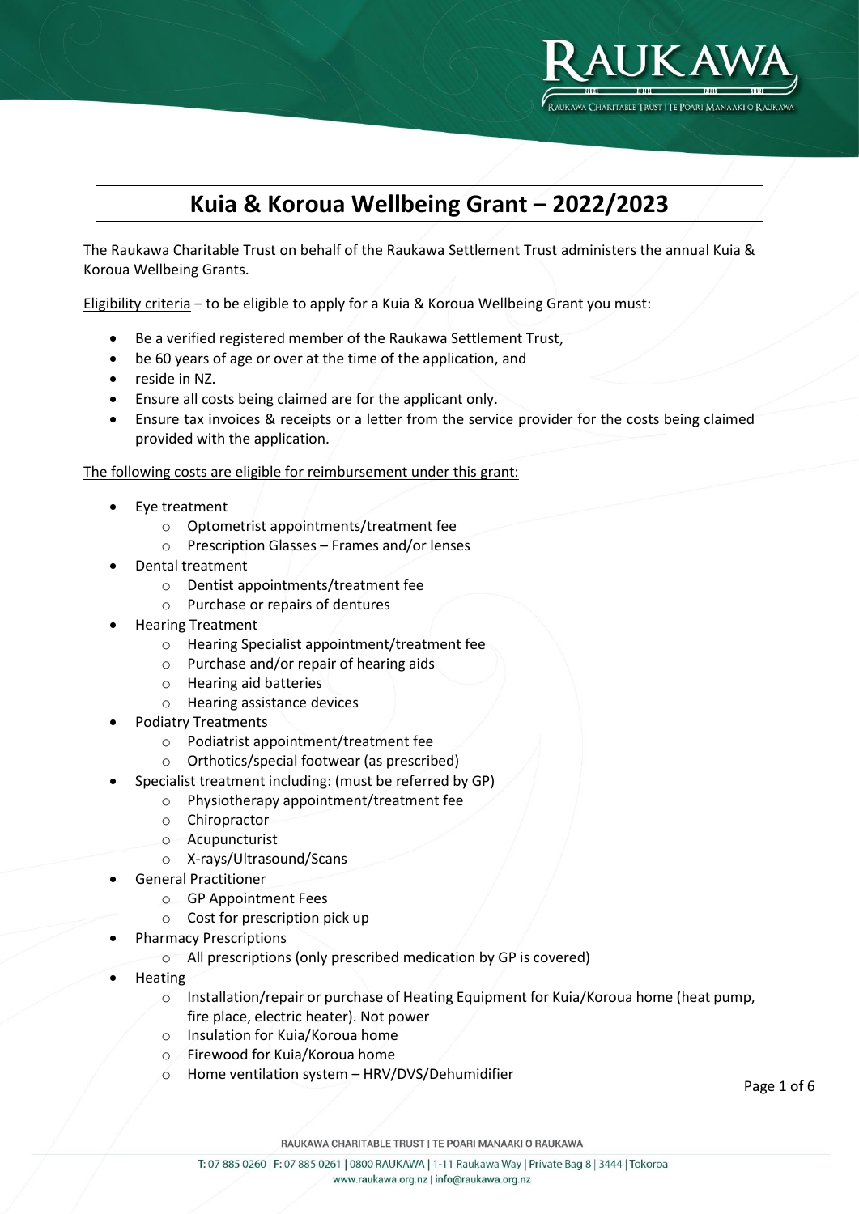# Kuia & Koroua Wellbeing Grant – 2022/2023

The Raukawa Charitable Trust on behalf of the Raukawa Settlement Trust administers the annual Kuia & Koroua Wellbeing Grants.

Eligibility criteria – to be eligible to apply for a Kuia & Koroua Wellbeing Grant you must:

- Be a verified registered member of the Raukawa Settlement Trust,
- be 60 years of age or over at the time of the application, and
- reside in NZ.
- Ensure all costs being claimed are for the applicant only.
- Ensure tax invoices & receipts or a letter from the service provider for the costs being claimed provided with the application.

The following costs are eligible for reimbursement under this grant:

- Eye treatment
    - Optometrist appointments/treatment fee
    - Prescription Glasses – Frames and/or lenses
- Dental treatment
    - Dentist appointments/treatment fee
    - Purchase or repairs of dentures
- Hearing Treatment
    - Hearing Specialist appointment/treatment fee
    - Purchase and/or repair of hearing aids
    - Hearing aid batteries
    - Hearing assistance devices
- Podiatry Treatments
    - Podiatrist appointment/treatment fee
    - Orthotics/special footwear (as prescribed)
- Specialist treatment including: (must be referred by GP)
    - Physiotherapy appointment/treatment fee
    - Chiropractor
    - Acupuncturist
    - X-rays/Ultrasound/Scans
- General Practitioner
    - GP Appointment Fees
    - Cost for prescription pick up
- Pharmacy Prescriptions
    - All prescriptions (only prescribed medication by GP is covered)
- Heating
    - Installation/repair or purchase of Heating Equipment for Kuia/Koroua home (heat pump, fire place, electric heater). Not power
    - Insulation for Kuia/Koroua home
    - Firewood for Kuia/Koroua home
    - Home ventilation system – HRV/DVS/Dehumidifier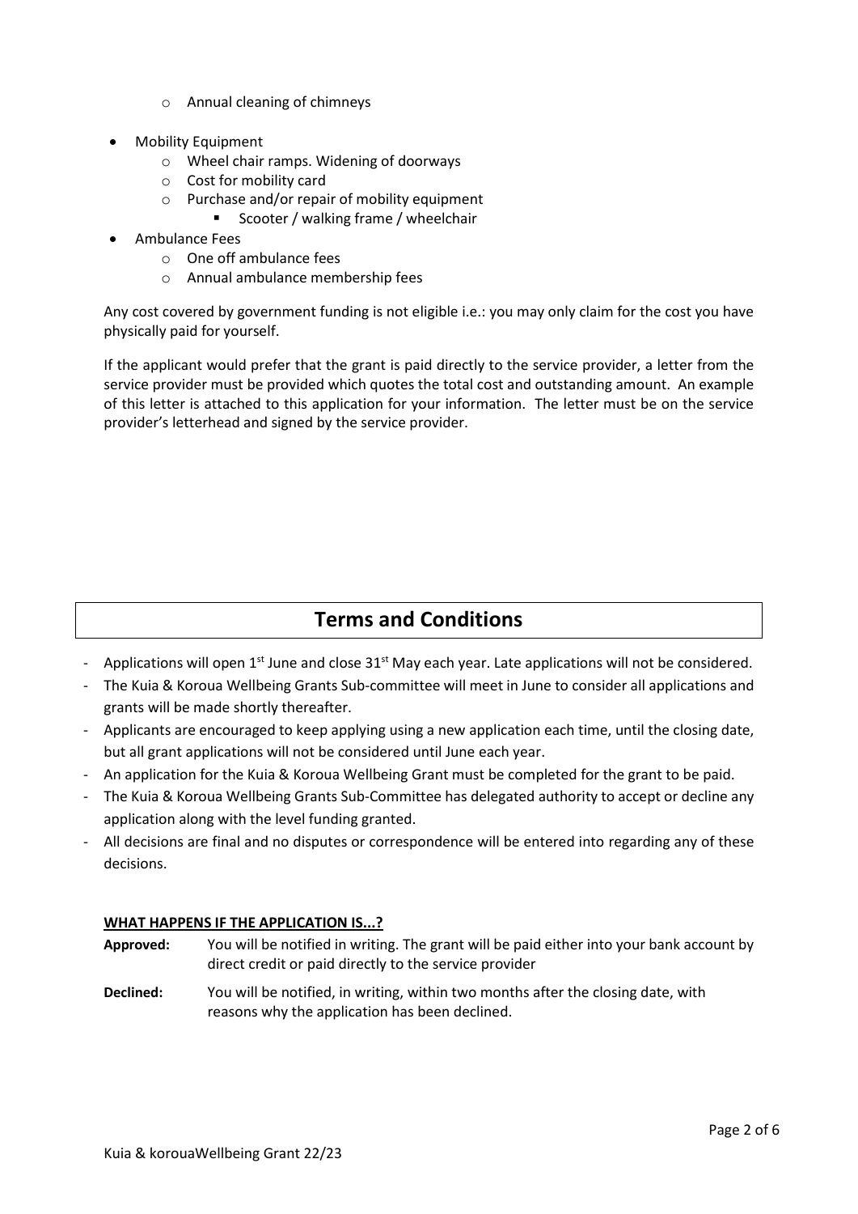- Annual cleaning of chimneys

- Mobility Equipment
  - Wheel chair ramps. Widening of doorways
  - Cost for mobility card
  - Purchase and/or repair of mobility equipment
    - Scooter / walking frame / wheelchair
- Ambulance Fees
  - One off ambulance fees
  - Annual ambulance membership fees

Any cost covered by government funding is not eligible i.e.: you may only claim for the cost you have physically paid for yourself.

If the applicant would prefer that the grant is paid directly to the service provider, a letter from the service provider must be provided which quotes the total cost and outstanding amount. An example of this letter is attached to this application for your information. The letter must be on the service provider's letterhead and signed by the service provider.

## Terms and Conditions

- Applications will open 1st June and close 31st May each year. Late applications will not be considered.
- The Kuia & Koroua Wellbeing Grants Sub-committee will meet in June to consider all applications and grants will be made shortly thereafter.
- Applicants are encouraged to keep applying using a new application each time, until the closing date, but all grant applications will not be considered until June each year.
- An application for the Kuia & Koroua Wellbeing Grant must be completed for the grant to be paid.
- The Kuia & Koroua Wellbeing Grants Sub-Committee has delegated authority to accept or decline any application along with the level funding granted.
- All decisions are final and no disputes or correspondence will be entered into regarding any of these decisions.

**WHAT HAPPENS IF THE APPLICATION IS...?**

**Approved:** You will be notified in writing. The grant will be paid either into your bank account by direct credit or paid directly to the service provider

**Declined:** You will be notified, in writing, within two months after the closing date, with reasons why the application has been declined.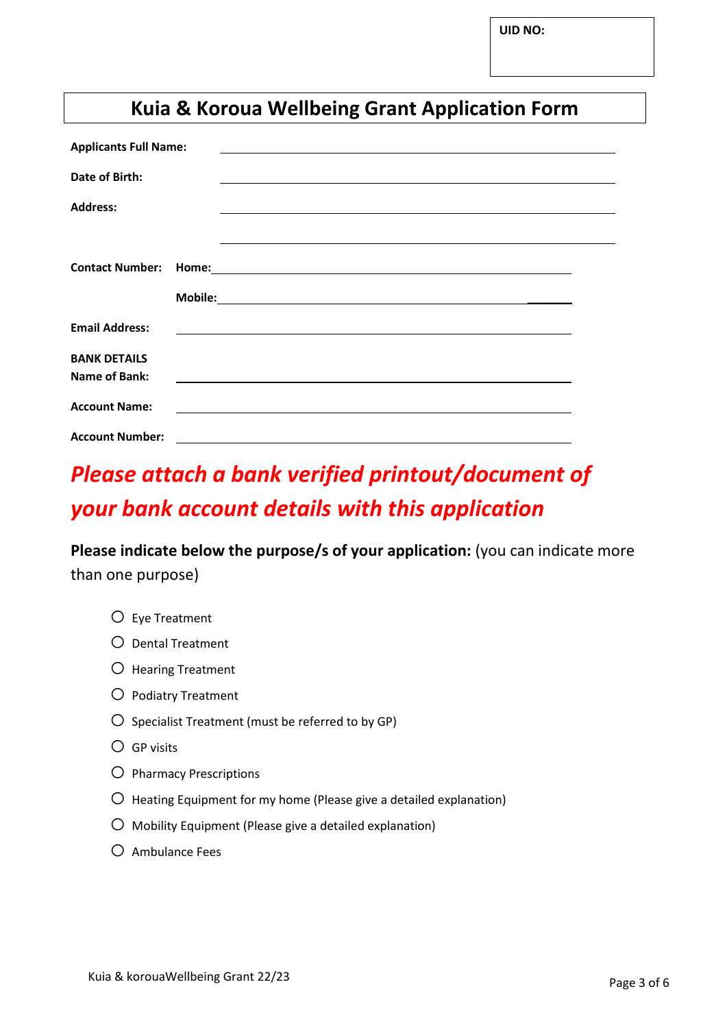**UID NO:**

# Kuia & Koroua Wellbeing Grant Application Form

**Applicants Full Name:** ______________________________

**Date of Birth:** ______________________________

**Address:** ______________________________

______________________________

**Contact Number:** **Home:** ______________________________

**Mobile:** ______________________________

**Email Address:** ______________________________

**BANK DETAILS**

**Name of Bank:** ______________________________

**Account Name:** ______________________________

**Account Number:** ______________________________

***Please attach a bank verified printout/document of your bank account details with this application***

**Please indicate below the purpose/s of your application:** (you can indicate more than one purpose)

- ○ Eye Treatment
- ○ Dental Treatment
- ○ Hearing Treatment
- ○ Podiatry Treatment
- ○ Specialist Treatment (must be referred to by GP)
- ○ GP visits
- ○ Pharmacy Prescriptions
- ○ Heating Equipment for my home (Please give a detailed explanation)
- ○ Mobility Equipment (Please give a detailed explanation)
- ○ Ambulance Fees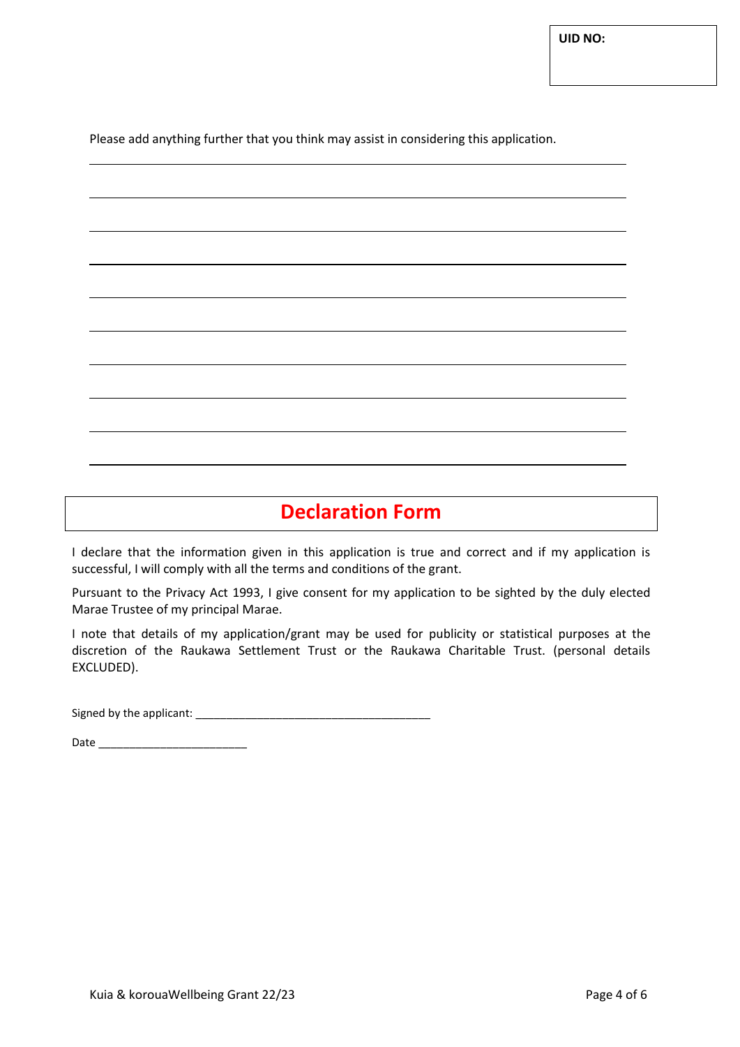**UID NO:**

Please add anything further that you think may assist in considering this application.

\_\_\_\_\_\_\_\_\_\_\_\_\_\_\_\_\_\_\_\_\_\_\_\_\_\_\_\_\_\_\_\_\_\_\_\_\_\_\_\_\_\_\_\_\_\_\_\_\_\_\_\_\_\_\_\_\_\_\_\_\_\_\_\_\_\_\_\_\_\_

\_\_\_\_\_\_\_\_\_\_\_\_\_\_\_\_\_\_\_\_\_\_\_\_\_\_\_\_\_\_\_\_\_\_\_\_\_\_\_\_\_\_\_\_\_\_\_\_\_\_\_\_\_\_\_\_\_\_\_\_\_\_\_\_\_\_\_\_\_\_

\_\_\_\_\_\_\_\_\_\_\_\_\_\_\_\_\_\_\_\_\_\_\_\_\_\_\_\_\_\_\_\_\_\_\_\_\_\_\_\_\_\_\_\_\_\_\_\_\_\_\_\_\_\_\_\_\_\_\_\_\_\_\_\_\_\_\_\_\_\_

\_\_\_\_\_\_\_\_\_\_\_\_\_\_\_\_\_\_\_\_\_\_\_\_\_\_\_\_\_\_\_\_\_\_\_\_\_\_\_\_\_\_\_\_\_\_\_\_\_\_\_\_\_\_\_\_\_\_\_\_\_\_\_\_\_\_\_\_\_\_

\_\_\_\_\_\_\_\_\_\_\_\_\_\_\_\_\_\_\_\_\_\_\_\_\_\_\_\_\_\_\_\_\_\_\_\_\_\_\_\_\_\_\_\_\_\_\_\_\_\_\_\_\_\_\_\_\_\_\_\_\_\_\_\_\_\_\_\_\_\_

\_\_\_\_\_\_\_\_\_\_\_\_\_\_\_\_\_\_\_\_\_\_\_\_\_\_\_\_\_\_\_\_\_\_\_\_\_\_\_\_\_\_\_\_\_\_\_\_\_\_\_\_\_\_\_\_\_\_\_\_\_\_\_\_\_\_\_\_\_\_

\_\_\_\_\_\_\_\_\_\_\_\_\_\_\_\_\_\_\_\_\_\_\_\_\_\_\_\_\_\_\_\_\_\_\_\_\_\_\_\_\_\_\_\_\_\_\_\_\_\_\_\_\_\_\_\_\_\_\_\_\_\_\_\_\_\_\_\_\_\_

\_\_\_\_\_\_\_\_\_\_\_\_\_\_\_\_\_\_\_\_\_\_\_\_\_\_\_\_\_\_\_\_\_\_\_\_\_\_\_\_\_\_\_\_\_\_\_\_\_\_\_\_\_\_\_\_\_\_\_\_\_\_\_\_\_\_\_\_\_\_

\_\_\_\_\_\_\_\_\_\_\_\_\_\_\_\_\_\_\_\_\_\_\_\_\_\_\_\_\_\_\_\_\_\_\_\_\_\_\_\_\_\_\_\_\_\_\_\_\_\_\_\_\_\_\_\_\_\_\_\_\_\_\_\_\_\_\_\_\_\_

\_\_\_\_\_\_\_\_\_\_\_\_\_\_\_\_\_\_\_\_\_\_\_\_\_\_\_\_\_\_\_\_\_\_\_\_\_\_\_\_\_\_\_\_\_\_\_\_\_\_\_\_\_\_\_\_\_\_\_\_\_\_\_\_\_\_\_\_\_\_

# Declaration Form

I declare that the information given in this application is true and correct and if my application is successful, I will comply with all the terms and conditions of the grant.

Pursuant to the Privacy Act 1993, I give consent for my application to be sighted by the duly elected Marae Trustee of my principal Marae.

I note that details of my application/grant may be used for publicity or statistical purposes at the discretion of the Raukawa Settlement Trust or the Raukawa Charitable Trust. (personal details EXCLUDED).

Signed by the applicant: \_\_\_\_\_\_\_\_\_\_\_\_\_\_\_\_\_\_\_\_\_\_\_\_\_\_\_\_\_\_\_\_\_\_\_\_\_\_

Date \_\_\_\_\_\_\_\_\_\_\_\_\_\_\_\_\_\_\_\_\_\_\_\_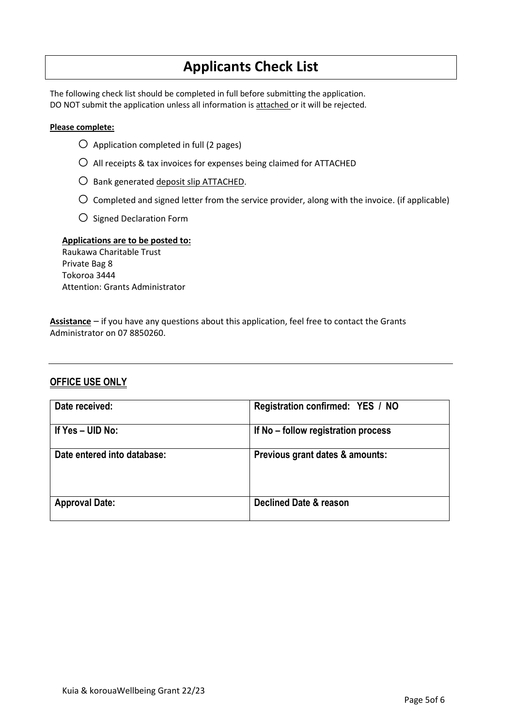# Applicants Check List

The following check list should be completed in full before submitting the application.
DO NOT submit the application unless all information is attached or it will be rejected.

**Please complete:**

- ○ Application completed in full (2 pages)
- ○ All receipts & tax invoices for expenses being claimed for ATTACHED
- ○ Bank generated deposit slip ATTACHED.
- ○ Completed and signed letter from the service provider, along with the invoice. (if applicable)
- ○ Signed Declaration Form

**Applications are to be posted to:**
Raukawa Charitable Trust
Private Bag 8
Tokoroa 3444
Attention: Grants Administrator

**Assistance** – if you have any questions about this application, feel free to contact the Grants Administrator on 07 8850260.

---

## OFFICE USE ONLY

| Date received: | Registration confirmed: YES / NO |
|---|---|
| If Yes – UID No: | If No – follow registration process |
| Date entered into database: | Previous grant dates & amounts: |
| Approval Date: | Declined Date & reason |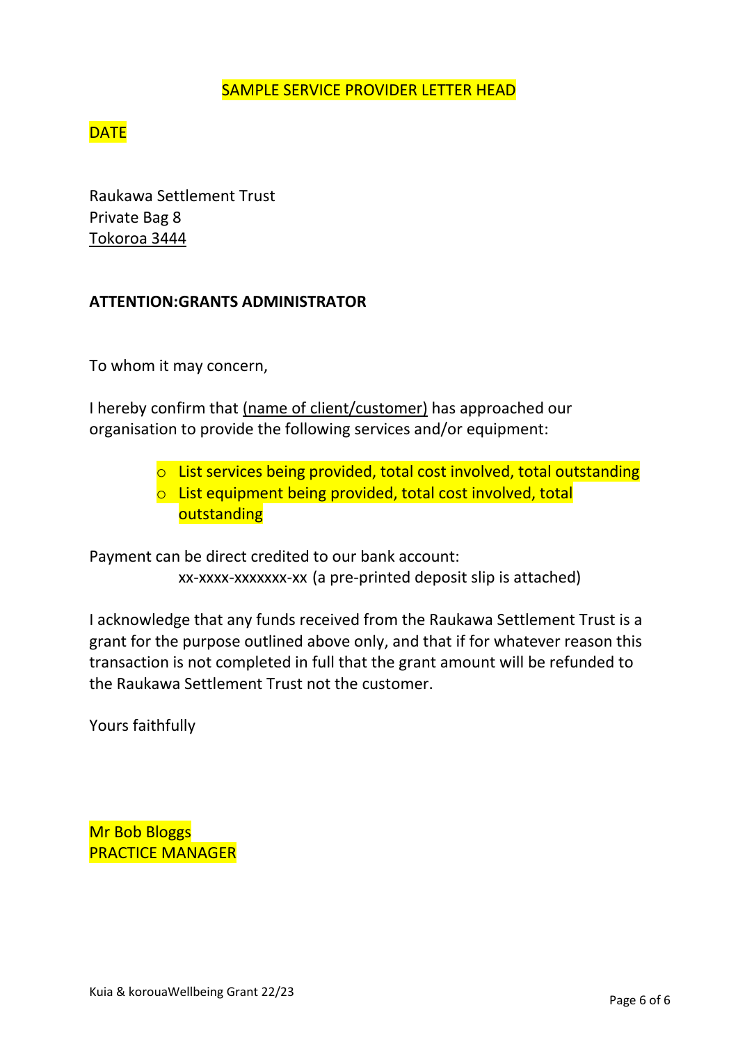SAMPLE SERVICE PROVIDER LETTER HEAD

DATE

Raukawa Settlement Trust
Private Bag 8
Tokoroa 3444

**ATTENTION:GRANTS ADMINISTRATOR**

To whom it may concern,

I hereby confirm that (name of client/customer) has approached our organisation to provide the following services and/or equipment:

- List services being provided, total cost involved, total outstanding
- List equipment being provided, total cost involved, total outstanding

Payment can be direct credited to our bank account:
xx-xxxx-xxxxxxx-xx (a pre-printed deposit slip is attached)

I acknowledge that any funds received from the Raukawa Settlement Trust is a grant for the purpose outlined above only, and that if for whatever reason this transaction is not completed in full that the grant amount will be refunded to the Raukawa Settlement Trust not the customer.

Yours faithfully

Mr Bob Bloggs
PRACTICE MANAGER